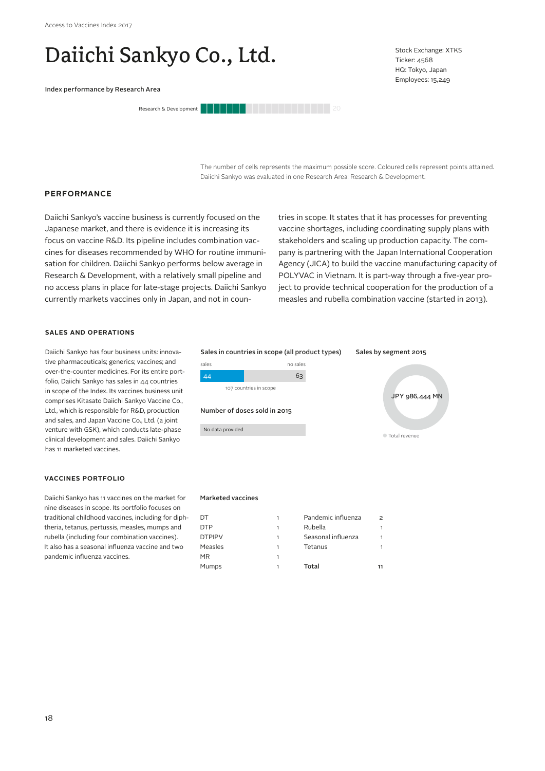# Daiichi Sankyo Co., Ltd.

Stock Exchange: XTKS
Ticker: 4568
HQ: Tokyo, Japan
Employees: 15,249

Index performance by Research Area

Research & Development — 20

The number of cells represents the maximum possible score. Coloured cells represent points attained. Daiichi Sankyo was evaluated in one Research Area: Research & Development.

## PERFORMANCE

Daiichi Sankyo's vaccine business is currently focused on the Japanese market, and there is evidence it is increasing its focus on vaccine R&D. Its pipeline includes combination vaccines for diseases recommended by WHO for routine immunisation for children. Daiichi Sankyo performs below average in Research & Development, with a relatively small pipeline and no access plans in place for late-stage projects. Daiichi Sankyo currently markets vaccines only in Japan, and not in countries in scope. It states that it has processes for preventing vaccine shortages, including coordinating supply plans with stakeholders and scaling up production capacity. The company is partnering with the Japan International Cooperation Agency (JICA) to build the vaccine manufacturing capacity of POLYVAC in Vietnam. It is part-way through a five-year project to provide technical cooperation for the production of a measles and rubella combination vaccine (started in 2013).

### SALES AND OPERATIONS

Daiichi Sankyo has four business units: innovative pharmaceuticals; generics; vaccines; and over-the-counter medicines. For its entire portfolio, Daiichi Sankyo has sales in 44 countries in scope of the Index. Its vaccines business unit comprises Kitasato Daiichi Sankyo Vaccine Co., Ltd., which is responsible for R&D, production and sales, and Japan Vaccine Co., Ltd. (a joint venture with GSK), which conducts late-phase clinical development and sales. Daiichi Sankyo has 11 marketed vaccines.

**Sales in countries in scope (all product types)**

| sales | no sales |
|---|---|
| 44 | 63 |

107 countries in scope

**Number of doses sold in 2015**

No data provided

**Sales by segment 2015**

JPY 986,444 MN

Total revenue

### VACCINES PORTFOLIO

Daiichi Sankyo has 11 vaccines on the market for nine diseases in scope. Its portfolio focuses on traditional childhood vaccines, including for diphtheria, tetanus, pertussis, measles, mumps and rubella (including four combination vaccines). It also has a seasonal influenza vaccine and two pandemic influenza vaccines.

**Marketed vaccines**

| Vaccine | Number |
|---|---|
| DT | 1 |
| DTP | 1 |
| DTPIPV | 1 |
| Measles | 1 |
| MR | 1 |
| Mumps | 1 |
| Pandemic influenza | 2 |
| Rubella | 1 |
| Seasonal influenza | 1 |
| Tetanus | 1 |
| **Total** | **11** |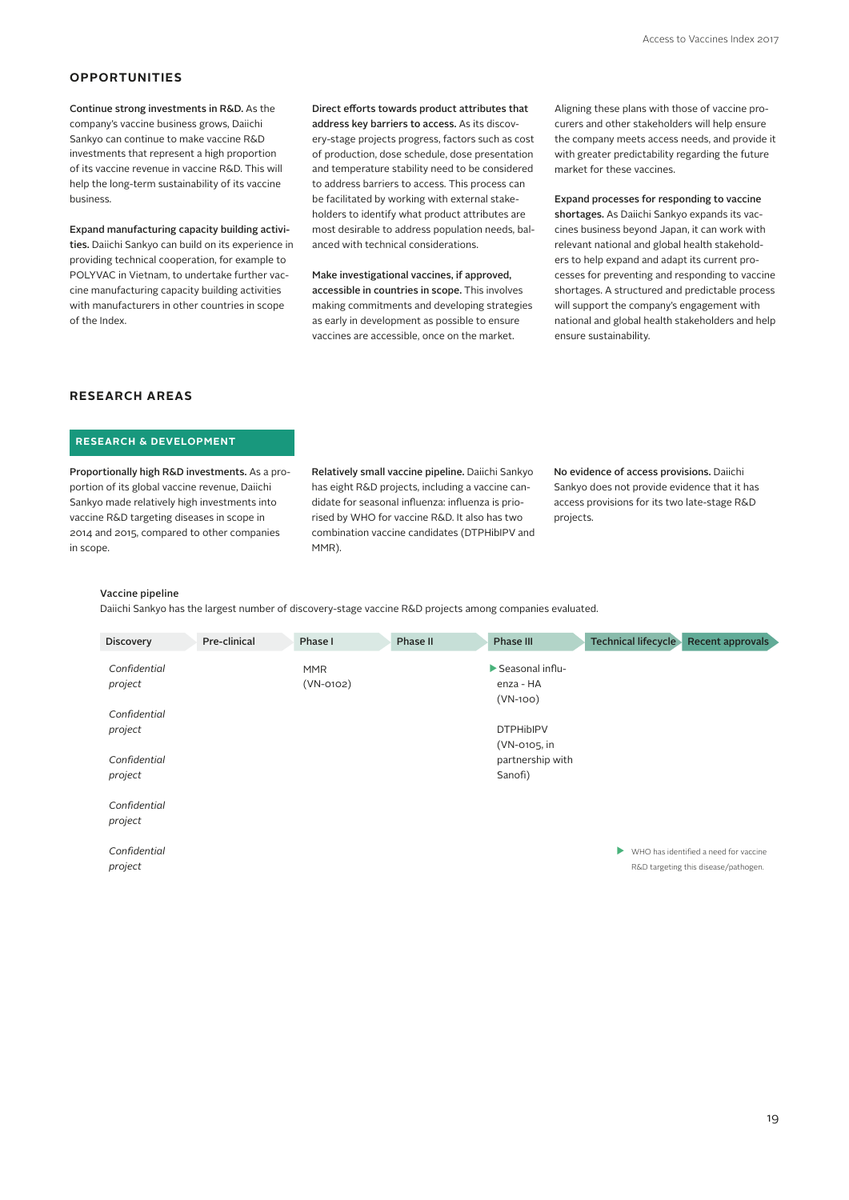## OPPORTUNITIES

**Continue strong investments in R&D.** As the company's vaccine business grows, Daiichi Sankyo can continue to make vaccine R&D investments that represent a high proportion of its vaccine revenue in vaccine R&D. This will help the long-term sustainability of its vaccine business.

**Expand manufacturing capacity building activities.** Daiichi Sankyo can build on its experience in providing technical cooperation, for example to POLYVAC in Vietnam, to undertake further vaccine manufacturing capacity building activities with manufacturers in other countries in scope of the Index.

**Direct efforts towards product attributes that address key barriers to access.** As its discovery-stage projects progress, factors such as cost of production, dose schedule, dose presentation and temperature stability need to be considered to address barriers to access. This process can be facilitated by working with external stakeholders to identify what product attributes are most desirable to address population needs, balanced with technical considerations.

**Make investigational vaccines, if approved, accessible in countries in scope.** This involves making commitments and developing strategies as early in development as possible to ensure vaccines are accessible, once on the market. Aligning these plans with those of vaccine procurers and other stakeholders will help ensure the company meets access needs, and provide it with greater predictability regarding the future market for these vaccines.

**Expand processes for responding to vaccine shortages.** As Daiichi Sankyo expands its vaccines business beyond Japan, it can work with relevant national and global health stakeholders to help expand and adapt its current processes for preventing and responding to vaccine shortages. A structured and predictable process will support the company's engagement with national and global health stakeholders and help ensure sustainability.

## RESEARCH AREAS

### RESEARCH & DEVELOPMENT

**Proportionally high R&D investments.** As a proportion of its global vaccine revenue, Daiichi Sankyo made relatively high investments into vaccine R&D targeting diseases in scope in 2014 and 2015, compared to other companies in scope.

**Relatively small vaccine pipeline.** Daiichi Sankyo has eight R&D projects, including a vaccine candidate for seasonal influenza: influenza is prioritised by WHO for vaccine R&D. It also has two combination vaccine candidates (DTPHibIPV and MMR).

**No evidence of access provisions.** Daiichi Sankyo does not provide evidence that it has access provisions for its two late-stage R&D projects.

**Vaccine pipeline**

Daiichi Sankyo has the largest number of discovery-stage vaccine R&D projects among companies evaluated.

| Discovery | Pre-clinical | Phase I | Phase II | Phase III | Technical lifecycle | Recent approvals |
|---|---|---|---|---|---|---|
| *Confidential project* | | MMR (VN-0102) | | ▶ Seasonal influenza - HA (VN-100) | | |
| *Confidential project* | | | | DTPHibIPV (VN-0105, in partnership with Sanofi) | | |
| *Confidential project* | | | | | | |
| *Confidential project* | | | | | | |
| *Confidential project* | | | | | | |

▶ WHO has identified a need for vaccine R&D targeting this disease/pathogen.